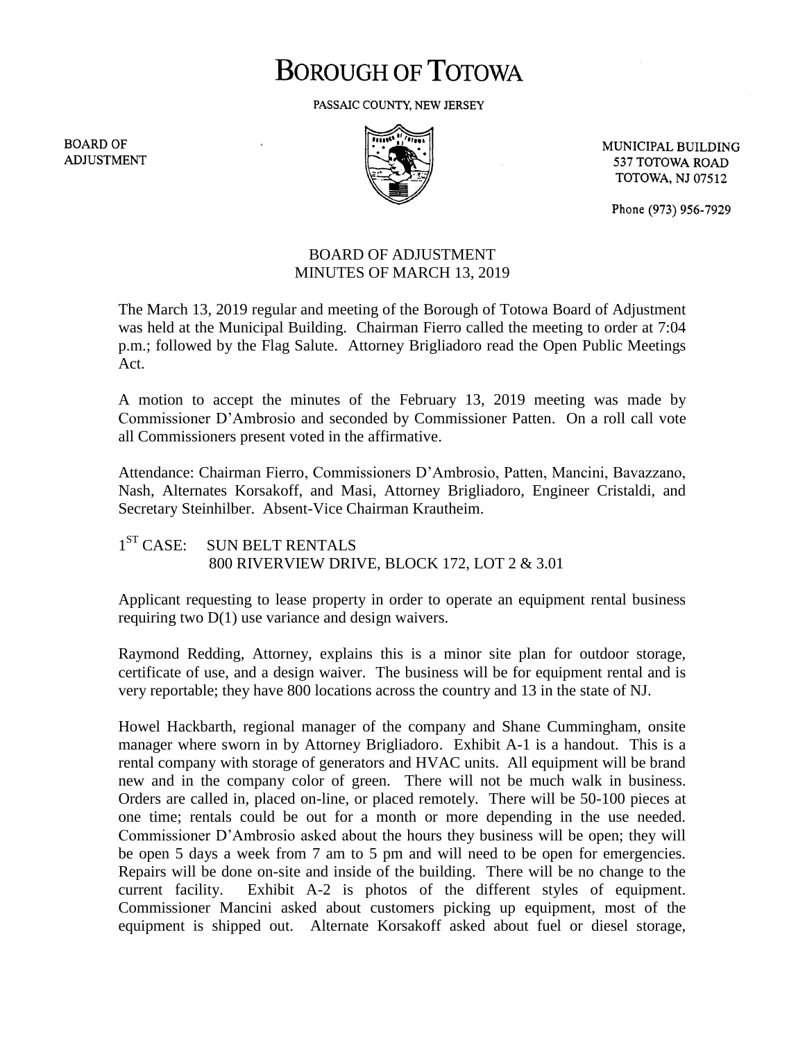# BOROUGH OF TOTOWA

PASSAIC COUNTY, NEW JERSEY

BOARD OF ADJUSTMENT

MUNICIPAL BUILDING
537 TOTOWA ROAD
TOTOWA, NJ 07512

Phone (973) 956-7929

## BOARD OF ADJUSTMENT
## MINUTES OF MARCH 13, 2019

The March 13, 2019 regular and meeting of the Borough of Totowa Board of Adjustment was held at the Municipal Building. Chairman Fierro called the meeting to order at 7:04 p.m.; followed by the Flag Salute. Attorney Brigliadoro read the Open Public Meetings Act.

A motion to accept the minutes of the February 13, 2019 meeting was made by Commissioner D'Ambrosio and seconded by Commissioner Patten. On a roll call vote all Commissioners present voted in the affirmative.

Attendance: Chairman Fierro, Commissioners D'Ambrosio, Patten, Mancini, Bavazzano, Nash, Alternates Korsakoff, and Masi, Attorney Brigliadoro, Engineer Cristaldi, and Secretary Steinhilber. Absent-Vice Chairman Krautheim.

1ST CASE: SUN BELT RENTALS
800 RIVERVIEW DRIVE, BLOCK 172, LOT 2 & 3.01

Applicant requesting to lease property in order to operate an equipment rental business requiring two D(1) use variance and design waivers.

Raymond Redding, Attorney, explains this is a minor site plan for outdoor storage, certificate of use, and a design waiver. The business will be for equipment rental and is very reportable; they have 800 locations across the country and 13 in the state of NJ.

Howel Hackbarth, regional manager of the company and Shane Cummingham, onsite manager where sworn in by Attorney Brigliadoro. Exhibit A-1 is a handout. This is a rental company with storage of generators and HVAC units. All equipment will be brand new and in the company color of green. There will not be much walk in business. Orders are called in, placed on-line, or placed remotely. There will be 50-100 pieces at one time; rentals could be out for a month or more depending in the use needed. Commissioner D'Ambrosio asked about the hours they business will be open; they will be open 5 days a week from 7 am to 5 pm and will need to be open for emergencies. Repairs will be done on-site and inside of the building. There will be no change to the current facility. Exhibit A-2 is photos of the different styles of equipment. Commissioner Mancini asked about customers picking up equipment, most of the equipment is shipped out. Alternate Korsakoff asked about fuel or diesel storage,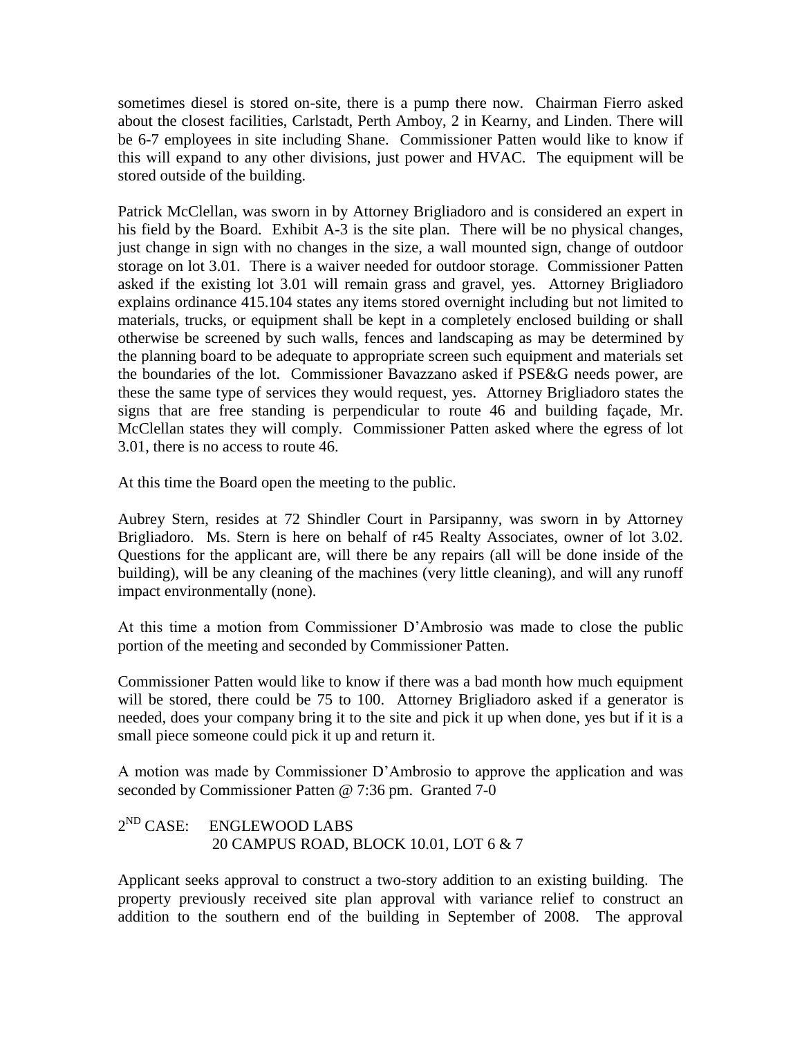sometimes diesel is stored on-site, there is a pump there now. Chairman Fierro asked about the closest facilities, Carlstadt, Perth Amboy, 2 in Kearny, and Linden. There will be 6-7 employees in site including Shane. Commissioner Patten would like to know if this will expand to any other divisions, just power and HVAC. The equipment will be stored outside of the building.

Patrick McClellan, was sworn in by Attorney Brigliadoro and is considered an expert in his field by the Board. Exhibit A-3 is the site plan. There will be no physical changes, just change in sign with no changes in the size, a wall mounted sign, change of outdoor storage on lot 3.01. There is a waiver needed for outdoor storage. Commissioner Patten asked if the existing lot 3.01 will remain grass and gravel, yes. Attorney Brigliadoro explains ordinance 415.104 states any items stored overnight including but not limited to materials, trucks, or equipment shall be kept in a completely enclosed building or shall otherwise be screened by such walls, fences and landscaping as may be determined by the planning board to be adequate to appropriate screen such equipment and materials set the boundaries of the lot. Commissioner Bavazzano asked if PSE&G needs power, are these the same type of services they would request, yes. Attorney Brigliadoro states the signs that are free standing is perpendicular to route 46 and building façade, Mr. McClellan states they will comply. Commissioner Patten asked where the egress of lot 3.01, there is no access to route 46.

At this time the Board open the meeting to the public.

Aubrey Stern, resides at 72 Shindler Court in Parsipanny, was sworn in by Attorney Brigliadoro. Ms. Stern is here on behalf of r45 Realty Associates, owner of lot 3.02. Questions for the applicant are, will there be any repairs (all will be done inside of the building), will be any cleaning of the machines (very little cleaning), and will any runoff impact environmentally (none).

At this time a motion from Commissioner D'Ambrosio was made to close the public portion of the meeting and seconded by Commissioner Patten.

Commissioner Patten would like to know if there was a bad month how much equipment will be stored, there could be 75 to 100. Attorney Brigliadoro asked if a generator is needed, does your company bring it to the site and pick it up when done, yes but if it is a small piece someone could pick it up and return it.

A motion was made by Commissioner D'Ambrosio to approve the application and was seconded by Commissioner Patten @ 7:36 pm. Granted 7-0

2ND CASE: ENGLEWOOD LABS
20 CAMPUS ROAD, BLOCK 10.01, LOT 6 & 7

Applicant seeks approval to construct a two-story addition to an existing building. The property previously received site plan approval with variance relief to construct an addition to the southern end of the building in September of 2008. The approval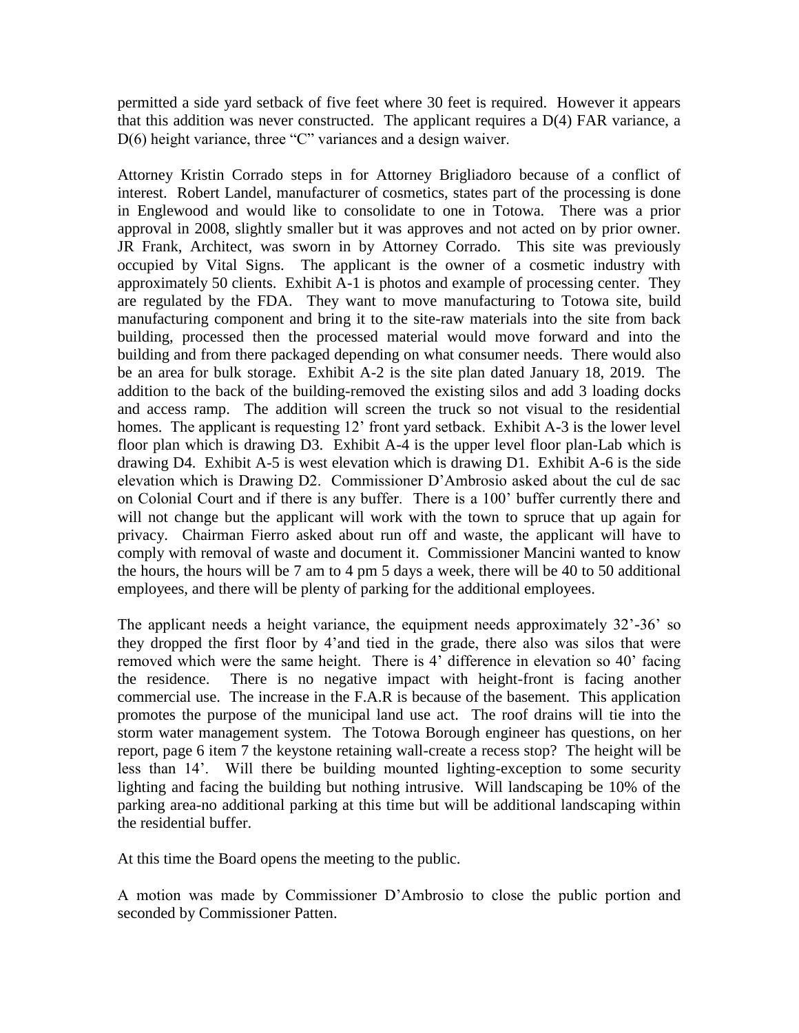permitted a side yard setback of five feet where 30 feet is required. However it appears that this addition was never constructed. The applicant requires a D(4) FAR variance, a D(6) height variance, three "C" variances and a design waiver.

Attorney Kristin Corrado steps in for Attorney Brigliadoro because of a conflict of interest. Robert Landel, manufacturer of cosmetics, states part of the processing is done in Englewood and would like to consolidate to one in Totowa. There was a prior approval in 2008, slightly smaller but it was approves and not acted on by prior owner. JR Frank, Architect, was sworn in by Attorney Corrado. This site was previously occupied by Vital Signs. The applicant is the owner of a cosmetic industry with approximately 50 clients. Exhibit A-1 is photos and example of processing center. They are regulated by the FDA. They want to move manufacturing to Totowa site, build manufacturing component and bring it to the site-raw materials into the site from back building, processed then the processed material would move forward and into the building and from there packaged depending on what consumer needs. There would also be an area for bulk storage. Exhibit A-2 is the site plan dated January 18, 2019. The addition to the back of the building-removed the existing silos and add 3 loading docks and access ramp. The addition will screen the truck so not visual to the residential homes. The applicant is requesting 12' front yard setback. Exhibit A-3 is the lower level floor plan which is drawing D3. Exhibit A-4 is the upper level floor plan-Lab which is drawing D4. Exhibit A-5 is west elevation which is drawing D1. Exhibit A-6 is the side elevation which is Drawing D2. Commissioner D'Ambrosio asked about the cul de sac on Colonial Court and if there is any buffer. There is a 100' buffer currently there and will not change but the applicant will work with the town to spruce that up again for privacy. Chairman Fierro asked about run off and waste, the applicant will have to comply with removal of waste and document it. Commissioner Mancini wanted to know the hours, the hours will be 7 am to 4 pm 5 days a week, there will be 40 to 50 additional employees, and there will be plenty of parking for the additional employees.

The applicant needs a height variance, the equipment needs approximately 32'-36' so they dropped the first floor by 4'and tied in the grade, there also was silos that were removed which were the same height. There is 4' difference in elevation so 40' facing the residence. There is no negative impact with height-front is facing another commercial use. The increase in the F.A.R is because of the basement. This application promotes the purpose of the municipal land use act. The roof drains will tie into the storm water management system. The Totowa Borough engineer has questions, on her report, page 6 item 7 the keystone retaining wall-create a recess stop? The height will be less than 14'. Will there be building mounted lighting-exception to some security lighting and facing the building but nothing intrusive. Will landscaping be 10% of the parking area-no additional parking at this time but will be additional landscaping within the residential buffer.

At this time the Board opens the meeting to the public.

A motion was made by Commissioner D'Ambrosio to close the public portion and seconded by Commissioner Patten.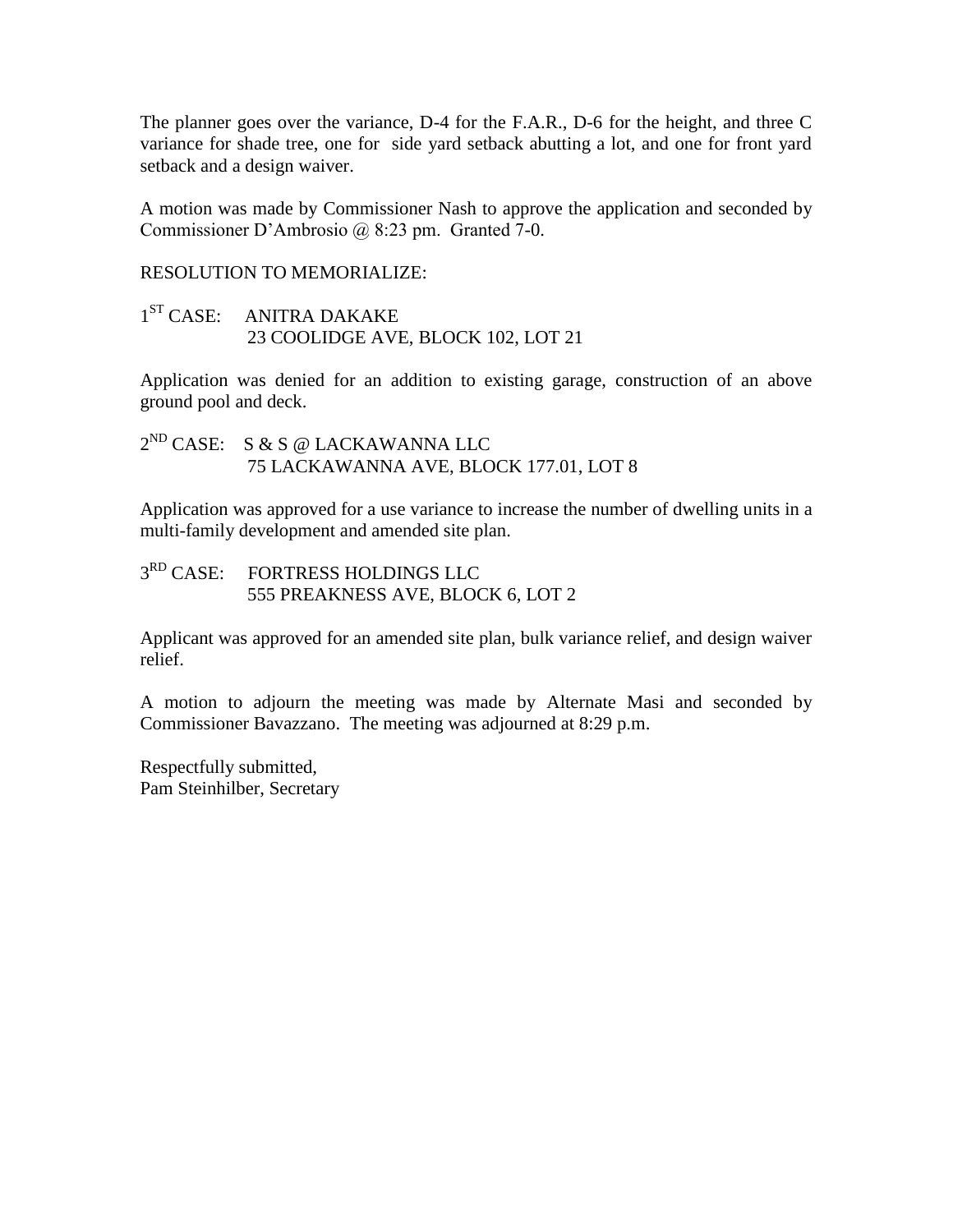The planner goes over the variance, D-4 for the F.A.R., D-6 for the height, and three C variance for shade tree, one for side yard setback abutting a lot, and one for front yard setback and a design waiver.

A motion was made by Commissioner Nash to approve the application and seconded by Commissioner D'Ambrosio @ 8:23 pm. Granted 7-0.

RESOLUTION TO MEMORIALIZE:

1[ST] CASE: ANITRA DAKAKE
23 COOLIDGE AVE, BLOCK 102, LOT 21

Application was denied for an addition to existing garage, construction of an above ground pool and deck.

2[ND] CASE: S & S @ LACKAWANNA LLC
75 LACKAWANNA AVE, BLOCK 177.01, LOT 8

Application was approved for a use variance to increase the number of dwelling units in a multi-family development and amended site plan.

3[RD] CASE: FORTRESS HOLDINGS LLC
555 PREAKNESS AVE, BLOCK 6, LOT 2

Applicant was approved for an amended site plan, bulk variance relief, and design waiver relief.

A motion to adjourn the meeting was made by Alternate Masi and seconded by Commissioner Bavazzano. The meeting was adjourned at 8:29 p.m.

Respectfully submitted,
Pam Steinhilber, Secretary